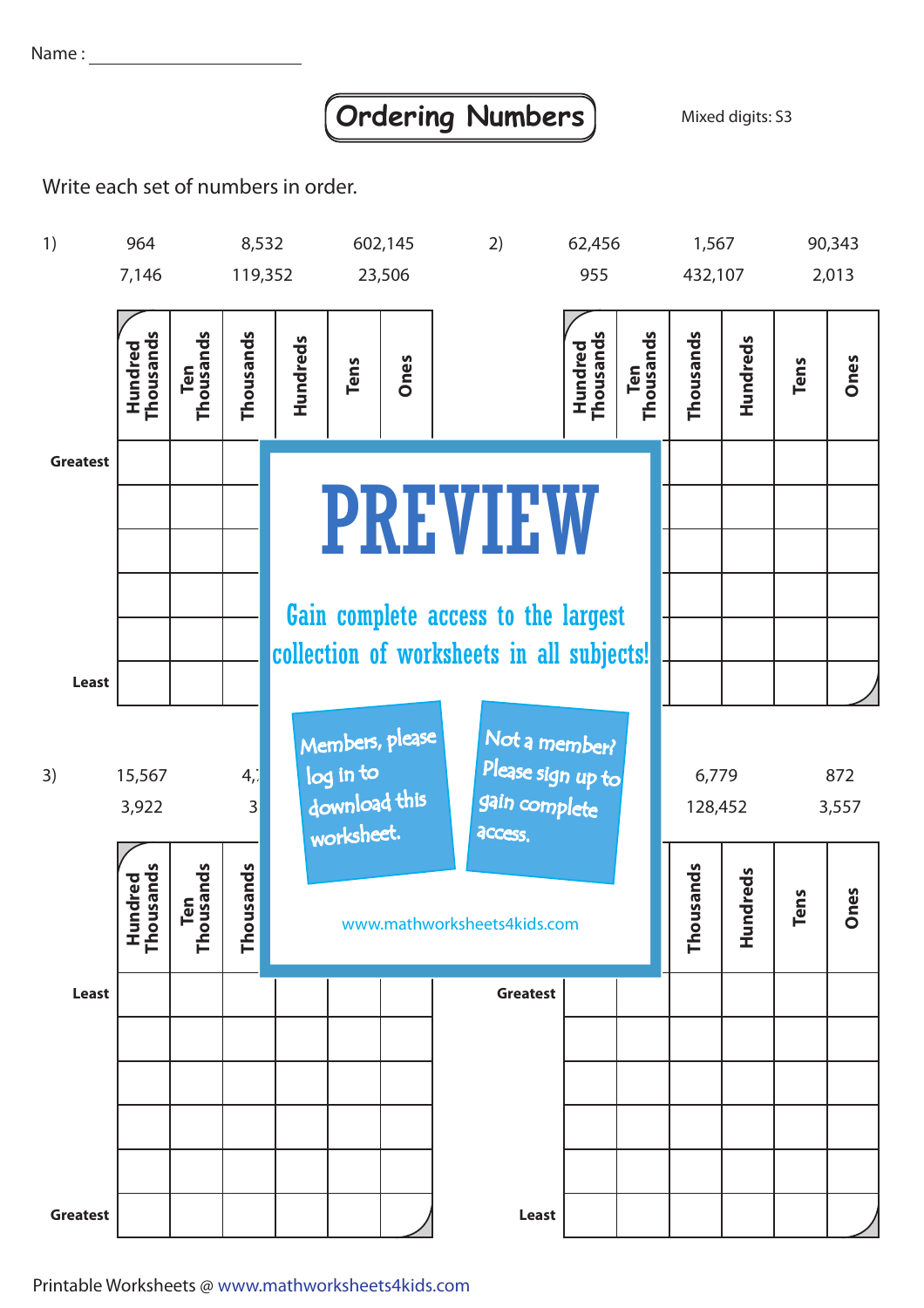Name : ____________________

# Ordering Numbers

Mixed digits: S3

Write each set of numbers in order.

1) 964 8,532 602,145 7,146 119,352 23,506

| | Hundred Thousands | Ten Thousands | Thousands | Hundreds | Tens | Ones |
|---|---|---|---|---|---|---|
| Greatest | | | | | | |
| | | | | | | |
| | | | | | | |
| | | | | | | |
| | | | | | | |
| Least | | | | | | |

2) 62,456 1,567 90,343 955 432,107 2,013

| | Hundred Thousands | Ten Thousands | Thousands | Hundreds | Tens | Ones |
|---|---|---|---|---|---|---|
| | | | | | | |
| | | | | | | |
| | | | | | | |
| | | | | | | |
| | | | | | | |
| | | | | | | |

PREVIEW

Gain complete access to the largest collection of worksheets in all subjects!

Members, please log in to download this worksheet.

Not a member? Please sign up to gain complete access.

www.mathworksheets4kids.com

3) 15,567 4,⁠… 3,922 3…

| | Hundred Thousands | Ten Thousands | Thousands | Hundreds | Tens | Ones |
|---|---|---|---|---|---|---|
| Least | | | | | | |
| | | | | | | |
| | | | | | | |
| | | | | | | |
| | | | | | | |
| Greatest | | | | | | |

6,779 872 128,452 3,557

| | Hundred Thousands | Ten Thousands | Thousands | Hundreds | Tens | Ones |
|---|---|---|---|---|---|---|
| Greatest | | | | | | |
| | | | | | | |
| | | | | | | |
| | | | | | | |
| | | | | | | |
| Least | | | | | | |

Printable Worksheets @ www.mathworksheets4kids.com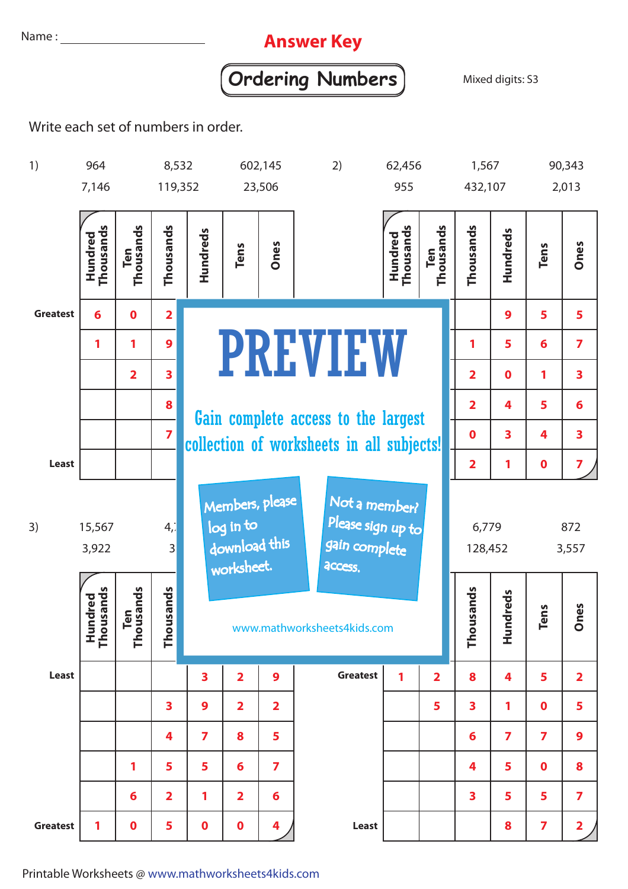Name : ____________________

**Answer Key**

# Ordering Numbers

Mixed digits: S3

Write each set of numbers in order.

1) 964 &nbsp;&nbsp; 8,532 &nbsp;&nbsp; 602,145 &nbsp;&nbsp; 7,146 &nbsp;&nbsp; 119,352 &nbsp;&nbsp; 23,506

| | Hundred Thousands | Ten Thousands | Thousands | Hundreds | Tens | Ones |
|---|---|---|---|---|---|---|
| Greatest | 6 | 0 | 2 | | | |
| | 1 | 1 | 9 | | | |
| | | 2 | 3 | | | |
| | | | 8 | | | |
| | | | 7 | | | |
| Least | | | | | | |

2) 62,456 &nbsp;&nbsp; 1,567 &nbsp;&nbsp; 90,343 &nbsp;&nbsp; 955 &nbsp;&nbsp; 432,107 &nbsp;&nbsp; 2,013

| | Hundred Thousands | Ten Thousands | Thousands | Hundreds | Tens | Ones |
|---|---|---|---|---|---|---|
| | | | | 9 | 5 | 5 |
| | | | 1 | 5 | 6 | 7 |
| | | | 2 | 0 | 1 | 3 |
| | | | 2 | 4 | 5 | 6 |
| | | | 0 | 3 | 4 | 3 |
| | | | 2 | 1 | 0 | 7 |

PREVIEW

Gain complete access to the largest collection of worksheets in all subjects!

Members, please log in to download this worksheet.

Not a member? Please sign up to gain complete access.

www.mathworksheets4kids.com

3) 15,567 &nbsp;&nbsp; 4,‸ &nbsp;&nbsp; 3,922 &nbsp;&nbsp; 3‸

| | Hundred Thousands | Ten Thousands | Thousands | Hundreds | Tens | Ones |
|---|---|---|---|---|---|---|
| Least | | | | 3 | 2 | 9 |
| | | | 3 | 9 | 2 | 2 |
| | | | 4 | 7 | 8 | 5 |
| | | 1 | 5 | 5 | 6 | 7 |
| | | 6 | 2 | 1 | 2 | 6 |
| Greatest | 1 | 0 | 5 | 0 | 0 | 4 |

6,779 &nbsp;&nbsp; 872 &nbsp;&nbsp; 128,452 &nbsp;&nbsp; 3,557

| | Hundred Thousands | Ten Thousands | Thousands | Hundreds | Tens | Ones |
|---|---|---|---|---|---|---|
| Greatest | 1 | 2 | 8 | 4 | 5 | 2 |
| | | 5 | 3 | 1 | 0 | 5 |
| | | | 6 | 7 | 7 | 9 |
| | | | 4 | 5 | 0 | 8 |
| | | | 3 | 5 | 5 | 7 |
| Least | | | | 8 | 7 | 2 |

Printable Worksheets @ www.mathworksheets4kids.com